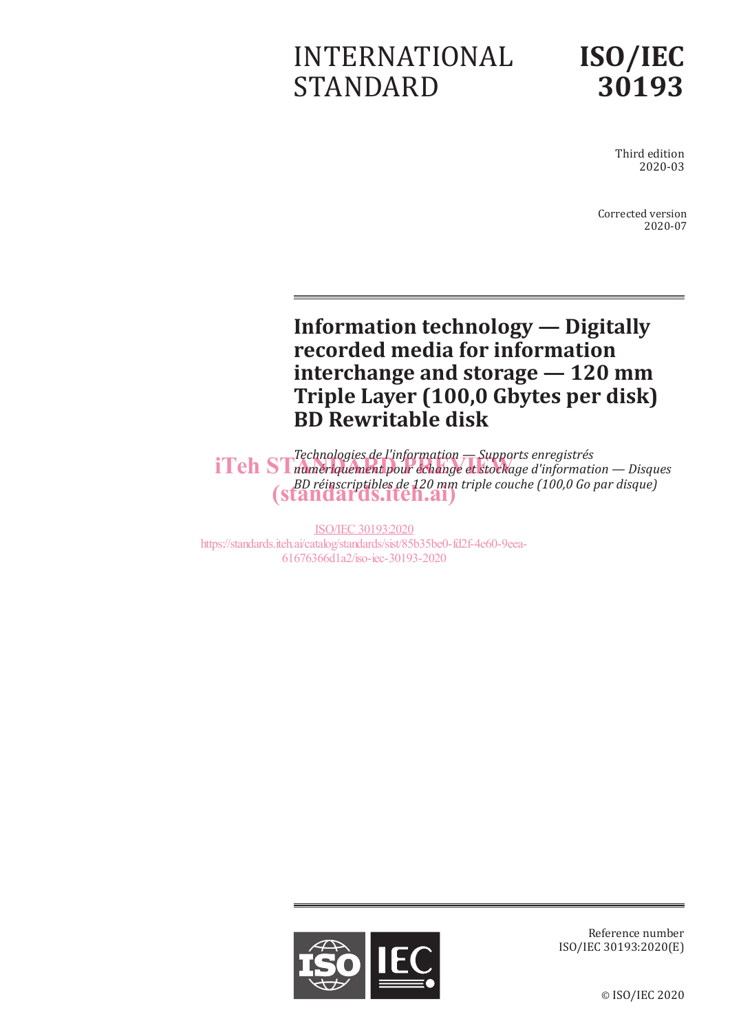INTERNATIONAL STANDARD

# ISO/IEC 30193

Third edition
2020-03

Corrected version
2020-07

## Information technology — Digitally recorded media for information interchange and storage — 120 mm Triple Layer (100,0 Gbytes per disk) BD Rewritable disk

*Technologies de l'information — Supports enregistrés numériquement pour échange et stockage d'information — Disques BD réinscriptibles de 120 mm triple couche (100,0 Go par disque)*

iTeh STANDARD PREVIEW
(standards.iteh.ai)

ISO/IEC 30193:2020
https://standards.iteh.ai/catalog/standards/sist/85b35be0-fd2f-4e60-9eea-61676366d1a2/iso-iec-30193-2020

Reference number
ISO/IEC 30193:2020(E)

© ISO/IEC 2020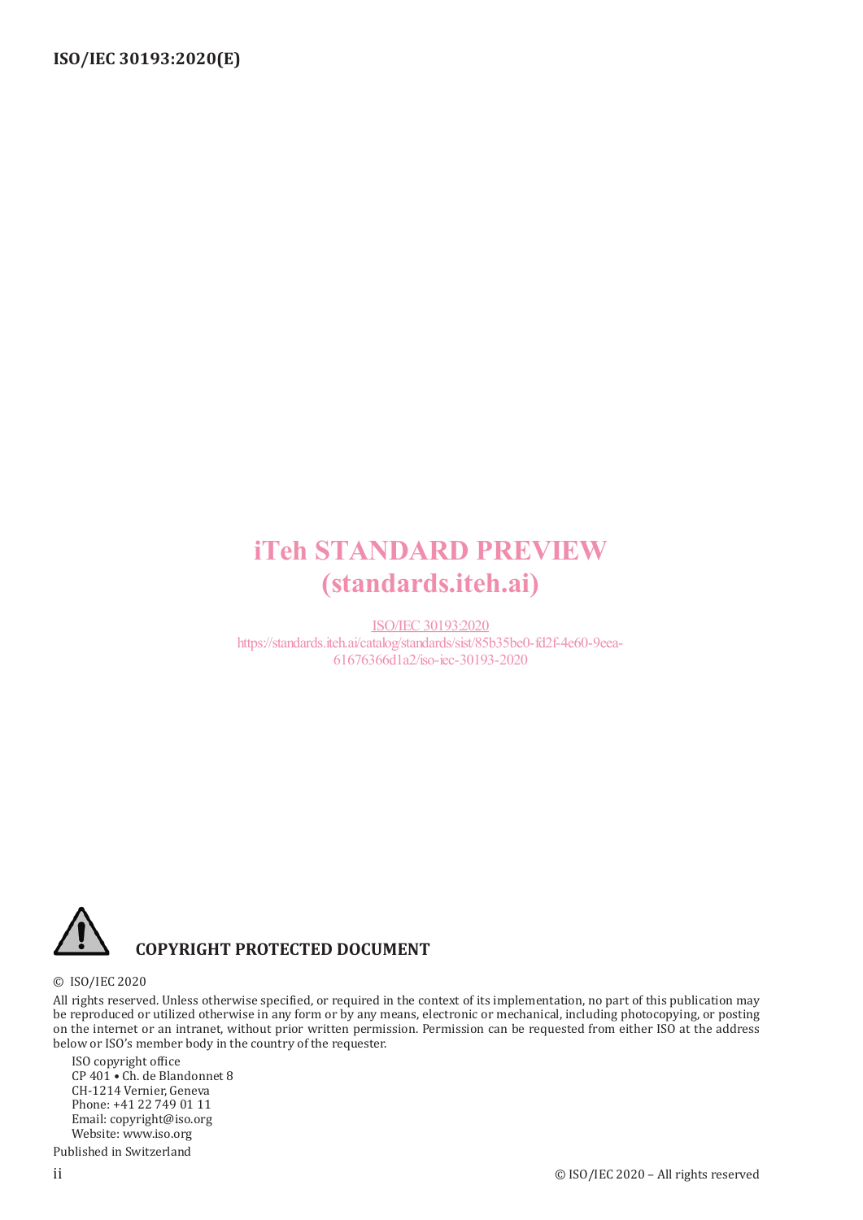iTeh STANDARD PREVIEW
(standards.iteh.ai)

ISO/IEC 30193:2020
https://standards.iteh.ai/catalog/standards/sist/85b35be0-fd2f-4e60-9eea-61676366d1a2/iso-iec-30193-2020

**COPYRIGHT PROTECTED DOCUMENT**

© ISO/IEC 2020

All rights reserved. Unless otherwise specified, or required in the context of its implementation, no part of this publication may be reproduced or utilized otherwise in any form or by any means, electronic or mechanical, including photocopying, or posting on the internet or an intranet, without prior written permission. Permission can be requested from either ISO at the address below or ISO's member body in the country of the requester.

ISO copyright office
CP 401 • Ch. de Blandonnet 8
CH-1214 Vernier, Geneva
Phone: +41 22 749 01 11
Email: copyright@iso.org
Website: www.iso.org

Published in Switzerland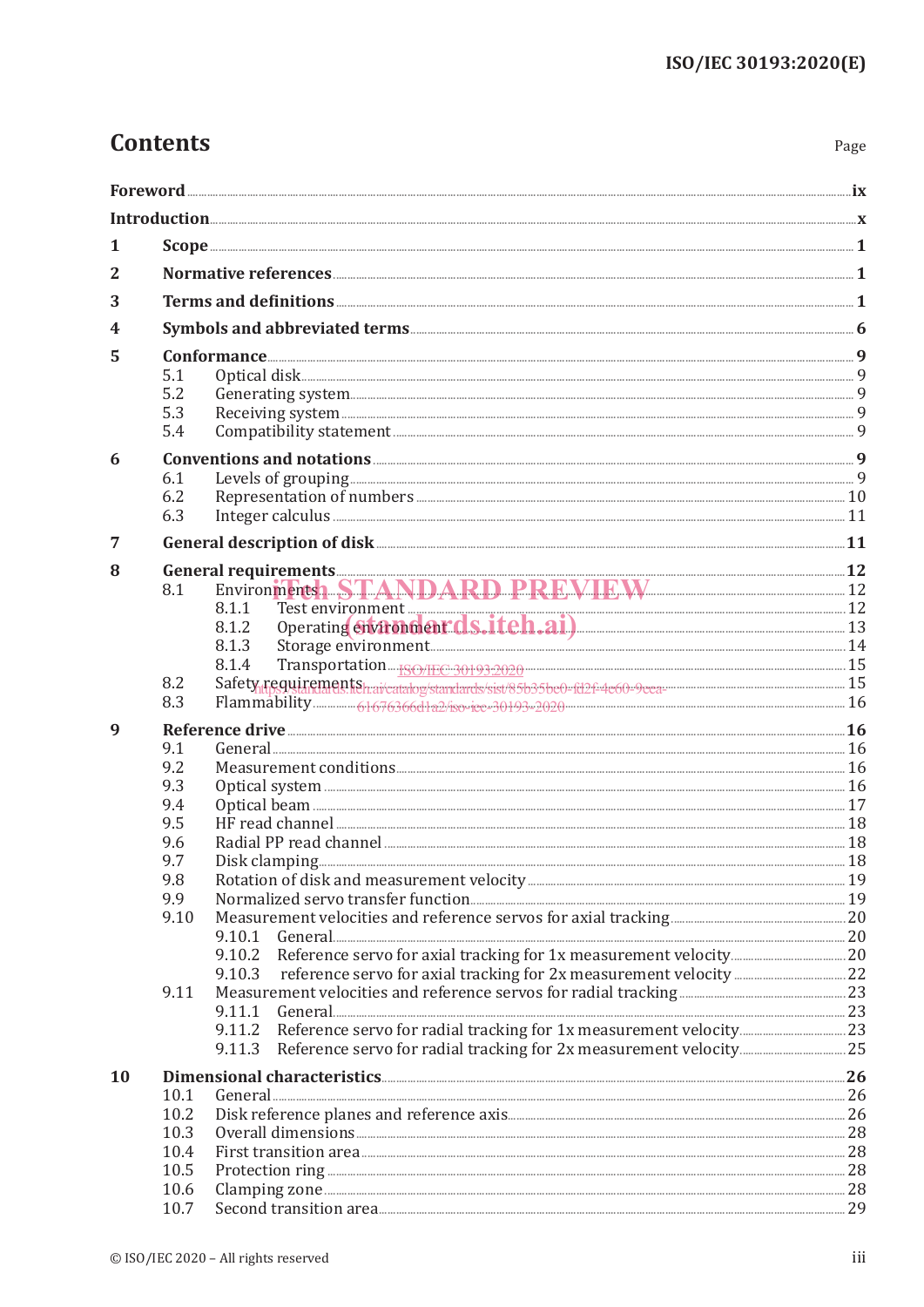# Contents

Page

**Foreword** ix

**Introduction** x

**1 Scope** 1

**2 Normative references** 1

**3 Terms and definitions** 1

**4 Symbols and abbreviated terms** 6

**5 Conformance** 9

- 5.1 Optical disk 9
- 5.2 Generating system 9
- 5.3 Receiving system 9
- 5.4 Compatibility statement 9

**6 Conventions and notations** 9

- 6.1 Levels of grouping 9
- 6.2 Representation of numbers 10
- 6.3 Integer calculus 11

**7 General description of disk** 11

**8 General requirements** 12

- 8.1 Environments 12
  - 8.1.1 Test environment 12
  - 8.1.2 Operating environment 13
  - 8.1.3 Storage environment 14
  - 8.1.4 Transportation 15
- 8.2 Safety requirements 15
- 8.3 Flammability 16

**9 Reference drive** 16

- 9.1 General 16
- 9.2 Measurement conditions 16
- 9.3 Optical system 16
- 9.4 Optical beam 17
- 9.5 HF read channel 18
- 9.6 Radial PP read channel 18
- 9.7 Disk clamping 18
- 9.8 Rotation of disk and measurement velocity 19
- 9.9 Normalized servo transfer function 19
- 9.10 Measurement velocities and reference servos for axial tracking 20
  - 9.10.1 General 20
  - 9.10.2 Reference servo for axial tracking for 1x measurement velocity 20
  - 9.10.3 reference servo for axial tracking for 2x measurement velocity 22
- 9.11 Measurement velocities and reference servos for radial tracking 23
  - 9.11.1 General 23
  - 9.11.2 Reference servo for radial tracking for 1x measurement velocity 23
  - 9.11.3 Reference servo for radial tracking for 2x measurement velocity 25

**10 Dimensional characteristics** 26

- 10.1 General 26
- 10.2 Disk reference planes and reference axis 26
- 10.3 Overall dimensions 28
- 10.4 First transition area 28
- 10.5 Protection ring 28
- 10.6 Clamping zone 28
- 10.7 Second transition area 29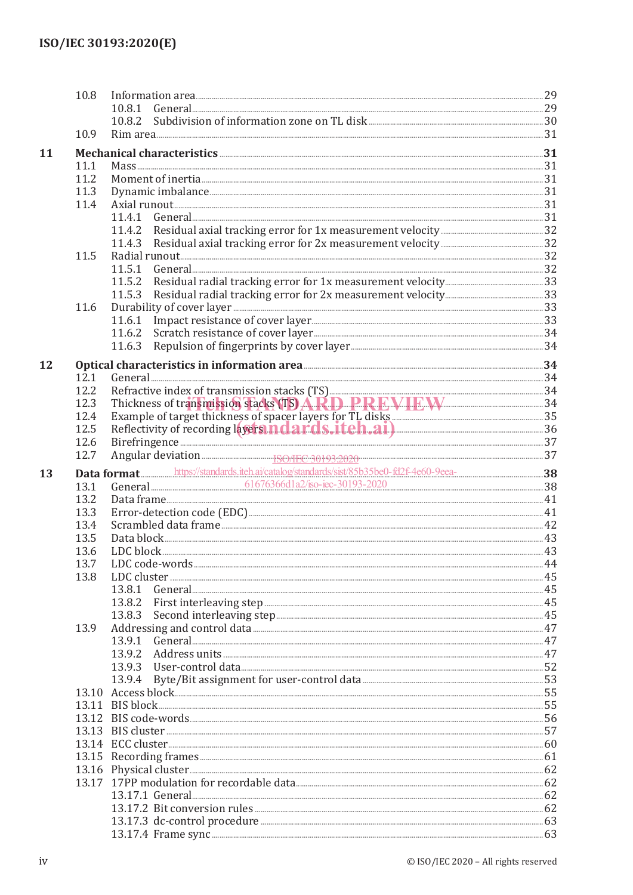10.8 Information area ..... 29
  10.8.1 General ..... 29
  10.8.2 Subdivision of information zone on TL disk ..... 30
10.9 Rim area ..... 31

**11 Mechanical characteristics ..... 31**
11.1 Mass ..... 31
11.2 Moment of inertia ..... 31
11.3 Dynamic imbalance ..... 31
11.4 Axial runout ..... 31
  11.4.1 General ..... 31
  11.4.2 Residual axial tracking error for 1x measurement velocity ..... 32
  11.4.3 Residual axial tracking error for 2x measurement velocity ..... 32
11.5 Radial runout ..... 32
  11.5.1 General ..... 32
  11.5.2 Residual radial tracking error for 1x measurement velocity ..... 33
  11.5.3 Residual radial tracking error for 2x measurement velocity ..... 33
11.6 Durability of cover layer ..... 33
  11.6.1 Impact resistance of cover layer ..... 33
  11.6.2 Scratch resistance of cover layer ..... 34
  11.6.3 Repulsion of fingerprints by cover layer ..... 34

**12 Optical characteristics in information area ..... 34**
12.1 General ..... 34
12.2 Refractive index of transmission stacks (TS) ..... 34
12.3 Thickness of transmission stacks (TS) ..... 34
12.4 Example of target thickness of spacer layers for TL disks ..... 35
12.5 Reflectivity of recording layers ..... 36
12.6 Birefringence ..... 37
12.7 Angular deviation ..... 37

**13 Data format ..... 38**
13.1 General ..... 38
13.2 Data frame ..... 41
13.3 Error-detection code (EDC) ..... 41
13.4 Scrambled data frame ..... 42
13.5 Data block ..... 43
13.6 LDC block ..... 43
13.7 LDC code-words ..... 44
13.8 LDC cluster ..... 45
  13.8.1 General ..... 45
  13.8.2 First interleaving step ..... 45
  13.8.3 Second interleaving step ..... 45
13.9 Addressing and control data ..... 47
  13.9.1 General ..... 47
  13.9.2 Address units ..... 47
  13.9.3 User-control data ..... 52
  13.9.4 Byte/Bit assignment for user-control data ..... 53
13.10 Access block ..... 55
13.11 BIS block ..... 55
13.12 BIS code-words ..... 56
13.13 BIS cluster ..... 57
13.14 ECC cluster ..... 60
13.15 Recording frames ..... 61
13.16 Physical cluster ..... 62
13.17 17PP modulation for recordable data ..... 62
  13.17.1 General ..... 62
  13.17.2 Bit conversion rules ..... 62
  13.17.3 dc-control procedure ..... 63
  13.17.4 Frame sync ..... 63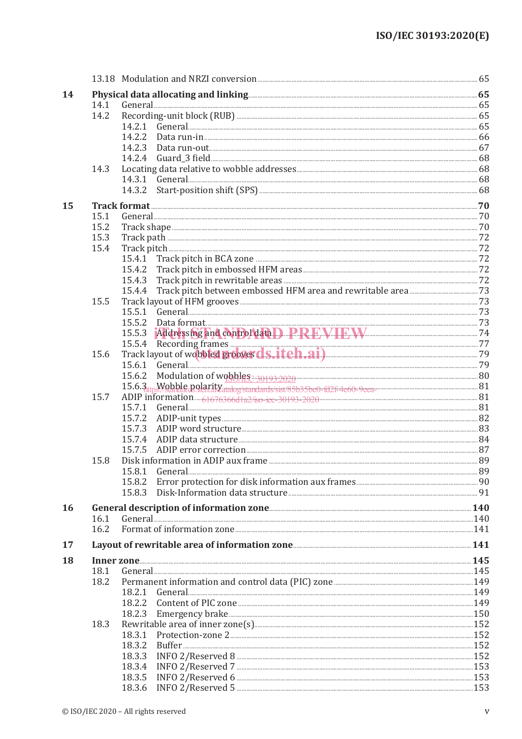13.18 Modulation and NRZI conversion ..... 65

**14 Physical data allocating and linking ..... 65**

14.1 General ..... 65

14.2 Recording-unit block (RUB) ..... 65

14.2.1 General ..... 65

14.2.2 Data run-in ..... 66

14.2.3 Data run-out ..... 67

14.2.4 Guard_3 field ..... 68

14.3 Locating data relative to wobble addresses ..... 68

14.3.1 General ..... 68

14.3.2 Start-position shift (SPS) ..... 68

**15 Track format ..... 70**

15.1 General ..... 70

15.2 Track shape ..... 70

15.3 Track path ..... 72

15.4 Track pitch ..... 72

15.4.1 Track pitch in BCA zone ..... 72

15.4.2 Track pitch in embossed HFM areas ..... 72

15.4.3 Track pitch in rewritable areas ..... 72

15.4.4 Track pitch between embossed HFM area and rewritable area ..... 73

15.5 Track layout of HFM grooves ..... 73

15.5.1 General ..... 73

15.5.2 Data format ..... 73

15.5.3 Addressing and control data ..... 74

15.5.4 Recording frames ..... 77

15.6 Track layout of wobbled grooves ..... 79

15.6.1 General ..... 79

15.6.2 Modulation of wobbles ..... 80

15.6.3 Wobble polarity ..... 81

15.7 ADIP information ..... 81

15.7.1 General ..... 81

15.7.2 ADIP-unit types ..... 82

15.7.3 ADIP word structure ..... 83

15.7.4 ADIP data structure ..... 84

15.7.5 ADIP error correction ..... 87

15.8 Disk information in ADIP aux frame ..... 89

15.8.1 General ..... 89

15.8.2 Error protection for disk information aux frames ..... 90

15.8.3 Disk-Information data structure ..... 91

**16 General description of information zone ..... 140**

16.1 General ..... 140

16.2 Format of information zone ..... 141

**17 Layout of rewritable area of information zone ..... 141**

**18 Inner zone ..... 145**

18.1 General ..... 145

18.2 Permanent information and control data (PIC) zone ..... 149

18.2.1 General ..... 149

18.2.2 Content of PIC zone ..... 149

18.2.3 Emergency brake ..... 150

18.3 Rewritable area of inner zone(s) ..... 152

18.3.1 Protection-zone 2 ..... 152

18.3.2 Buffer ..... 152

18.3.3 INFO 2/Reserved 8 ..... 152

18.3.4 INFO 2/Reserved 7 ..... 153

18.3.5 INFO 2/Reserved 6 ..... 153

18.3.6 INFO 2/Reserved 5 ..... 153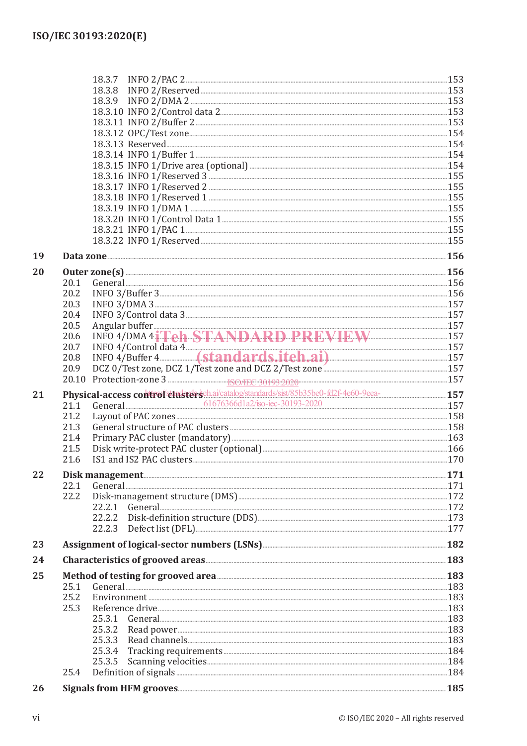18.3.7 INFO 2/PAC 2 ... 153
18.3.8 INFO 2/Reserved ... 153
18.3.9 INFO 2/DMA 2 ... 153
18.3.10 INFO 2/Control data 2 ... 153
18.3.11 INFO 2/Buffer 2 ... 153
18.3.12 OPC/Test zone ... 154
18.3.13 Reserved ... 154
18.3.14 INFO 1/Buffer 1 ... 154
18.3.15 INFO 1/Drive area (optional) ... 154
18.3.16 INFO 1/Reserved 3 ... 155
18.3.17 INFO 1/Reserved 2 ... 155
18.3.18 INFO 1/Reserved 1 ... 155
18.3.19 INFO 1/DMA 1 ... 155
18.3.20 INFO 1/Control Data 1 ... 155
18.3.21 INFO 1/PAC 1 ... 155
18.3.22 INFO 1/Reserved ... 155

**19 Data zone ... 156**

**20 Outer zone(s) ... 156**
20.1 General ... 156
20.2 INFO 3/Buffer 3 ... 156
20.3 INFO 3/DMA 3 ... 157
20.4 INFO 3/Control data 3 ... 157
20.5 Angular buffer ... 157
20.6 INFO 4/DMA 4 ... 157
20.7 INFO 4/Control data 4 ... 157
20.8 INFO 4/Buffer 4 ... 157
20.9 DCZ 0/Test zone, DCZ 1/Test zone and DCZ 2/Test zone ... 157
20.10 Protection-zone 3 ... 157

**21 Physical-access control clusters ... 157**
21.1 General ... 157
21.2 Layout of PAC zones ... 158
21.3 General structure of PAC clusters ... 158
21.4 Primary PAC cluster (mandatory) ... 163
21.5 Disk write-protect PAC cluster (optional) ... 166
21.6 IS1 and IS2 PAC clusters ... 170

**22 Disk management ... 171**
22.1 General ... 171
22.2 Disk-management structure (DMS) ... 172
22.2.1 General ... 172
22.2.2 Disk-definition structure (DDS) ... 173
22.2.3 Defect list (DFL) ... 177

**23 Assignment of logical-sector numbers (LSNs) ... 182**

**24 Characteristics of grooved areas ... 183**

**25 Method of testing for grooved area ... 183**
25.1 General ... 183
25.2 Environment ... 183
25.3 Reference drive ... 183
25.3.1 General ... 183
25.3.2 Read power ... 183
25.3.3 Read channels ... 183
25.3.4 Tracking requirements ... 184
25.3.5 Scanning velocities ... 184
25.4 Definition of signals ... 184

**26 Signals from HFM grooves ... 185**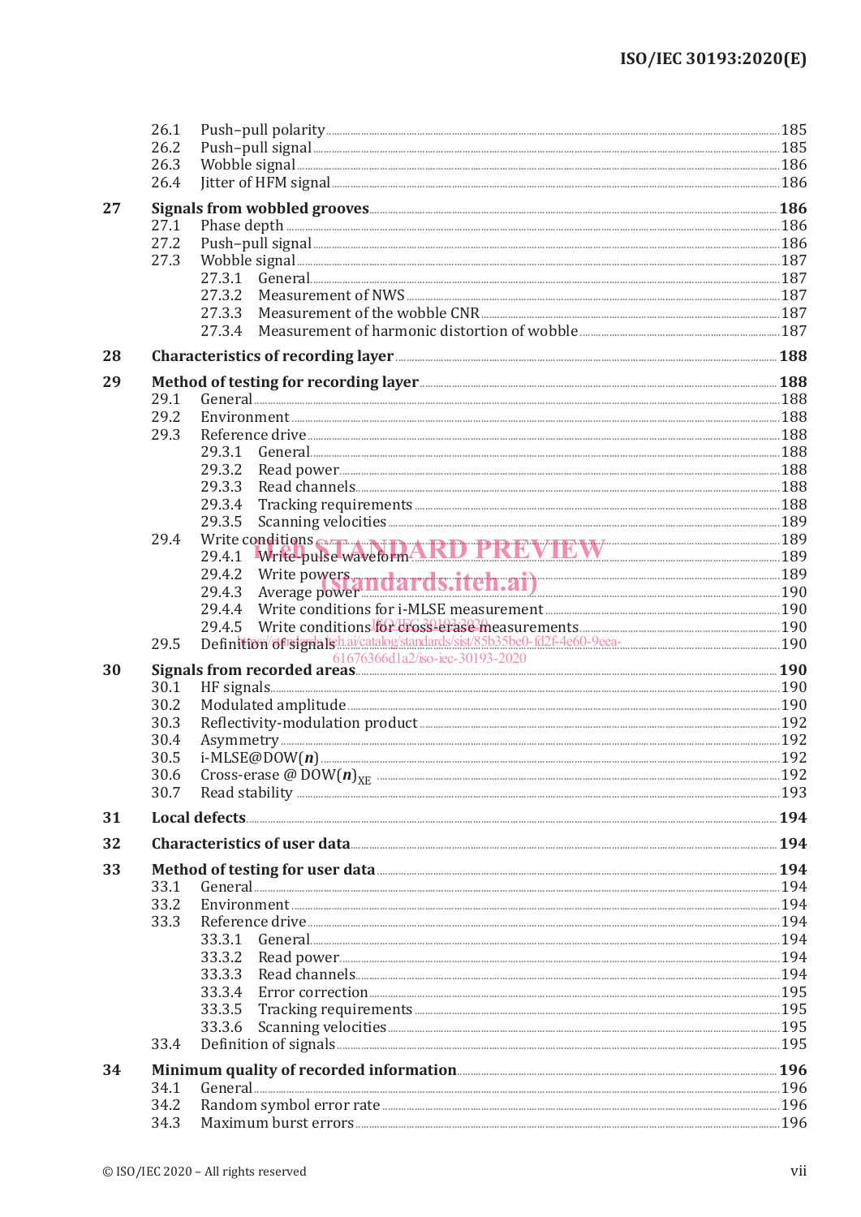26.1 Push–pull polarity ... 185
26.2 Push–pull signal ... 185
26.3 Wobble signal ... 186
26.4 Jitter of HFM signal ... 186

**27 Signals from wobbled grooves ... 186**
27.1 Phase depth ... 186
27.2 Push–pull signal ... 186
27.3 Wobble signal ... 187
27.3.1 General ... 187
27.3.2 Measurement of NWS ... 187
27.3.3 Measurement of the wobble CNR ... 187
27.3.4 Measurement of harmonic distortion of wobble ... 187

**28 Characteristics of recording layer ... 188**

**29 Method of testing for recording layer ... 188**
29.1 General ... 188
29.2 Environment ... 188
29.3 Reference drive ... 188
29.3.1 General ... 188
29.3.2 Read power ... 188
29.3.3 Read channels ... 188
29.3.4 Tracking requirements ... 188
29.3.5 Scanning velocities ... 189
29.4 Write conditions ... 189
29.4.1 Write-pulse waveform ... 189
29.4.2 Write powers ... 189
29.4.3 Average power ... 190
29.4.4 Write conditions for i-MLSE measurement ... 190
29.4.5 Write conditions for cross-erase measurements ... 190
29.5 Definition of signals ... 190

**30 Signals from recorded areas ... 190**
30.1 HF signals ... 190
30.2 Modulated amplitude ... 190
30.3 Reflectivity-modulation product ... 192
30.4 Asymmetry ... 192
30.5 i-MLSE@DOW(***n***) ... 192
30.6 Cross-erase @ DOW$(\boldsymbol{n})_{XE}$ ... 192
30.7 Read stability ... 193

**31 Local defects ... 194**

**32 Characteristics of user data ... 194**

**33 Method of testing for user data ... 194**
33.1 General ... 194
33.2 Environment ... 194
33.3 Reference drive ... 194
33.3.1 General ... 194
33.3.2 Read power ... 194
33.3.3 Read channels ... 194
33.3.4 Error correction ... 195
33.3.5 Tracking requirements ... 195
33.3.6 Scanning velocities ... 195
33.4 Definition of signals ... 195

**34 Minimum quality of recorded information ... 196**
34.1 General ... 196
34.2 Random symbol error rate ... 196
34.3 Maximum burst errors ... 196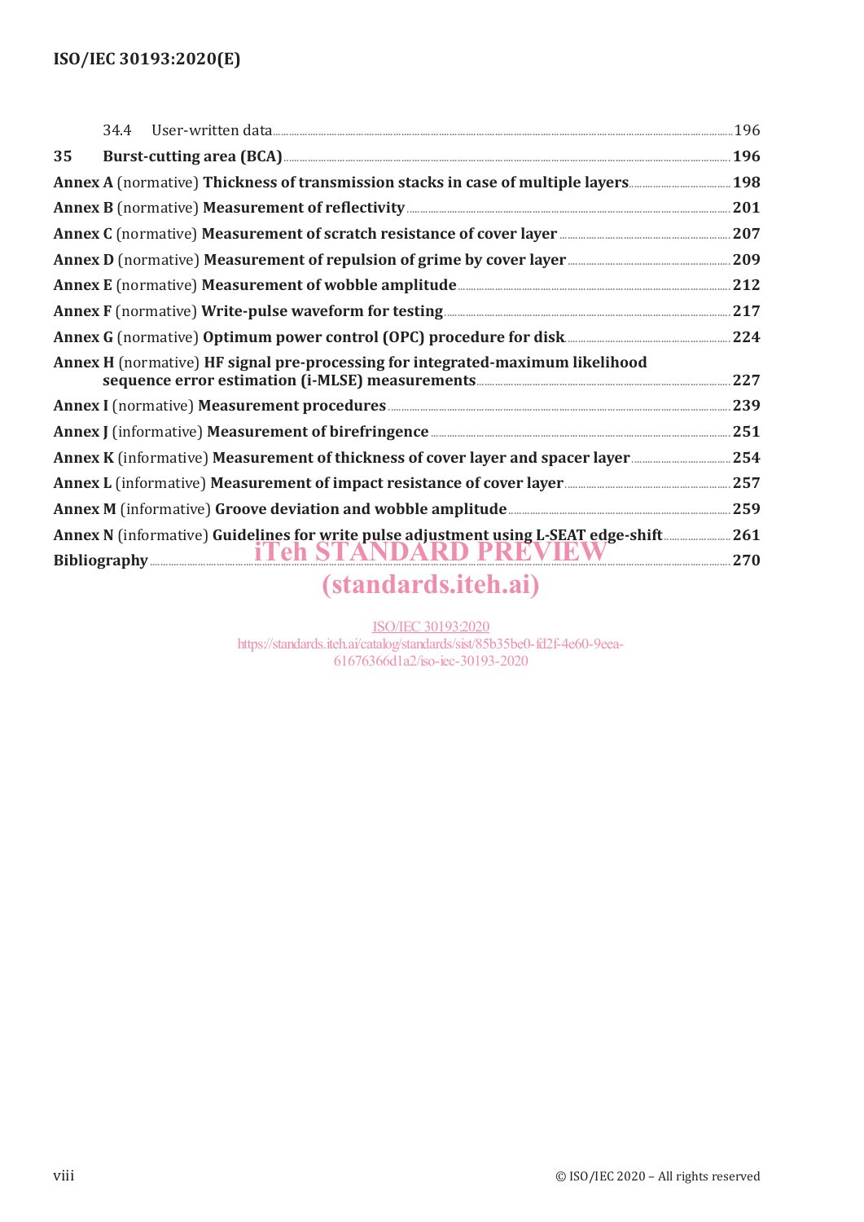34.4 User-written data ..... 196

**35 Burst-cutting area (BCA)** ..... 196

**Annex A** (normative) **Thickness of transmission stacks in case of multiple layers** ..... 198

**Annex B** (normative) **Measurement of reflectivity** ..... 201

**Annex C** (normative) **Measurement of scratch resistance of cover layer** ..... 207

**Annex D** (normative) **Measurement of repulsion of grime by cover layer** ..... 209

**Annex E** (normative) **Measurement of wobble amplitude** ..... 212

**Annex F** (normative) **Write-pulse waveform for testing** ..... 217

**Annex G** (normative) **Optimum power control (OPC) procedure for disk** ..... 224

**Annex H** (normative) **HF signal pre-processing for integrated-maximum likelihood sequence error estimation (i-MLSE) measurements** ..... 227

**Annex I** (normative) **Measurement procedures** ..... 239

**Annex J** (informative) **Measurement of birefringence** ..... 251

**Annex K** (informative) **Measurement of thickness of cover layer and spacer layer** ..... 254

**Annex L** (informative) **Measurement of impact resistance of cover layer** ..... 257

**Annex M** (informative) **Groove deviation and wobble amplitude** ..... 259

**Annex N** (informative) **Guidelines for write pulse adjustment using L-SEAT edge-shift** ..... 261

**Bibliography** ..... 270

iTeh STANDARD PREVIEW
(standards.iteh.ai)

ISO/IEC 30193:2020
https://standards.iteh.ai/catalog/standards/sist/85b35be0-fd2f-4e60-9eea-61676366d1a2/iso-iec-30193-2020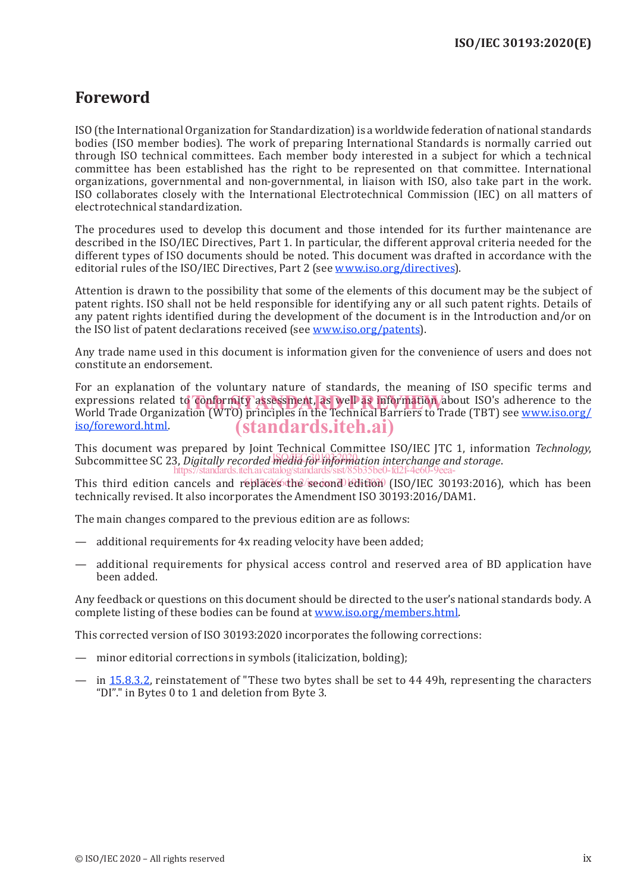# Foreword

ISO (the International Organization for Standardization) is a worldwide federation of national standards bodies (ISO member bodies). The work of preparing International Standards is normally carried out through ISO technical committees. Each member body interested in a subject for which a technical committee has been established has the right to be represented on that committee. International organizations, governmental and non-governmental, in liaison with ISO, also take part in the work. ISO collaborates closely with the International Electrotechnical Commission (IEC) on all matters of electrotechnical standardization.

The procedures used to develop this document and those intended for its further maintenance are described in the ISO/IEC Directives, Part 1. In particular, the different approval criteria needed for the different types of ISO documents should be noted. This document was drafted in accordance with the editorial rules of the ISO/IEC Directives, Part 2 (see www.iso.org/directives).

Attention is drawn to the possibility that some of the elements of this document may be the subject of patent rights. ISO shall not be held responsible for identifying any or all such patent rights. Details of any patent rights identified during the development of the document is in the Introduction and/or on the ISO list of patent declarations received (see www.iso.org/patents).

Any trade name used in this document is information given for the convenience of users and does not constitute an endorsement.

For an explanation of the voluntary nature of standards, the meaning of ISO specific terms and expressions related to conformity assessment, as well as information about ISO's adherence to the World Trade Organization (WTO) principles in the Technical Barriers to Trade (TBT) see www.iso.org/iso/foreword.html.

This document was prepared by Joint Technical Committee ISO/IEC JTC 1, information *Technology*, Subcommittee SC 23, *Digitally recorded media for information interchange and storage*.

This third edition cancels and replaces the second edition (ISO/IEC 30193:2016), which has been technically revised. It also incorporates the Amendment ISO 30193:2016/DAM1.

The main changes compared to the previous edition are as follows:

— additional requirements for 4x reading velocity have been added;

— additional requirements for physical access control and reserved area of BD application have been added.

Any feedback or questions on this document should be directed to the user's national standards body. A complete listing of these bodies can be found at www.iso.org/members.html.

This corrected version of ISO 30193:2020 incorporates the following corrections:

— minor editorial corrections in symbols (italicization, bolding);

— in 15.8.3.2, reinstatement of "These two bytes shall be set to 44 49h, representing the characters "DI"." in Bytes 0 to 1 and deletion from Byte 3.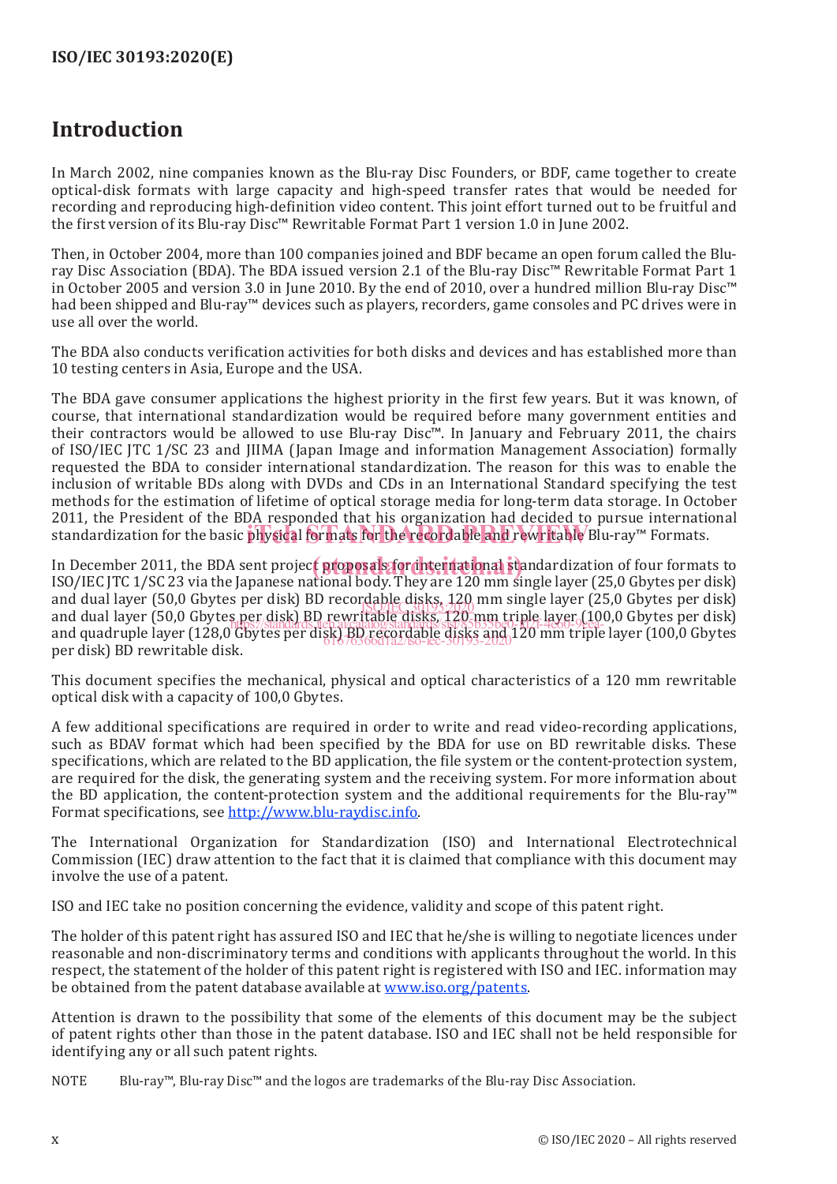# Introduction

In March 2002, nine companies known as the Blu-ray Disc Founders, or BDF, came together to create optical-disk formats with large capacity and high-speed transfer rates that would be needed for recording and reproducing high-definition video content. This joint effort turned out to be fruitful and the first version of its Blu-ray Disc™ Rewritable Format Part 1 version 1.0 in June 2002.

Then, in October 2004, more than 100 companies joined and BDF became an open forum called the Blu-ray Disc Association (BDA). The BDA issued version 2.1 of the Blu-ray Disc™ Rewritable Format Part 1 in October 2005 and version 3.0 in June 2010. By the end of 2010, over a hundred million Blu-ray Disc™ had been shipped and Blu-ray™ devices such as players, recorders, game consoles and PC drives were in use all over the world.

The BDA also conducts verification activities for both disks and devices and has established more than 10 testing centers in Asia, Europe and the USA.

The BDA gave consumer applications the highest priority in the first few years. But it was known, of course, that international standardization would be required before many government entities and their contractors would be allowed to use Blu-ray Disc™. In January and February 2011, the chairs of ISO/IEC JTC 1/SC 23 and JIIMA (Japan Image and information Management Association) formally requested the BDA to consider international standardization. The reason for this was to enable the inclusion of writable BDs along with DVDs and CDs in an International Standard specifying the test methods for the estimation of lifetime of optical storage media for long-term data storage. In October 2011, the President of the BDA responded that his organization had decided to pursue international standardization for the basic physical formats for the recordable and rewritable Blu-ray™ Formats.

In December 2011, the BDA sent project proposals for international standardization of four formats to ISO/IEC JTC 1/SC 23 via the Japanese national body. They are 120 mm single layer (25,0 Gbytes per disk) and dual layer (50,0 Gbytes per disk) BD recordable disks, 120 mm single layer (25,0 Gbytes per disk) and dual layer (50,0 Gbytes per disk) BD rewritable disks, 120 mm triple layer (100,0 Gbytes per disk) and quadruple layer (128,0 Gbytes per disk) BD recordable disks and 120 mm triple layer (100,0 Gbytes per disk) BD rewritable disk.

This document specifies the mechanical, physical and optical characteristics of a 120 mm rewritable optical disk with a capacity of 100,0 Gbytes.

A few additional specifications are required in order to write and read video-recording applications, such as BDAV format which had been specified by the BDA for use on BD rewritable disks. These specifications, which are related to the BD application, the file system or the content-protection system, are required for the disk, the generating system and the receiving system. For more information about the BD application, the content-protection system and the additional requirements for the Blu-ray™ Format specifications, see http://www.blu-raydisc.info.

The International Organization for Standardization (ISO) and International Electrotechnical Commission (IEC) draw attention to the fact that it is claimed that compliance with this document may involve the use of a patent.

ISO and IEC take no position concerning the evidence, validity and scope of this patent right.

The holder of this patent right has assured ISO and IEC that he/she is willing to negotiate licences under reasonable and non-discriminatory terms and conditions with applicants throughout the world. In this respect, the statement of the holder of this patent right is registered with ISO and IEC. information may be obtained from the patent database available at www.iso.org/patents.

Attention is drawn to the possibility that some of the elements of this document may be the subject of patent rights other than those in the patent database. ISO and IEC shall not be held responsible for identifying any or all such patent rights.

NOTE Blu-ray™, Blu-ray Disc™ and the logos are trademarks of the Blu-ray Disc Association.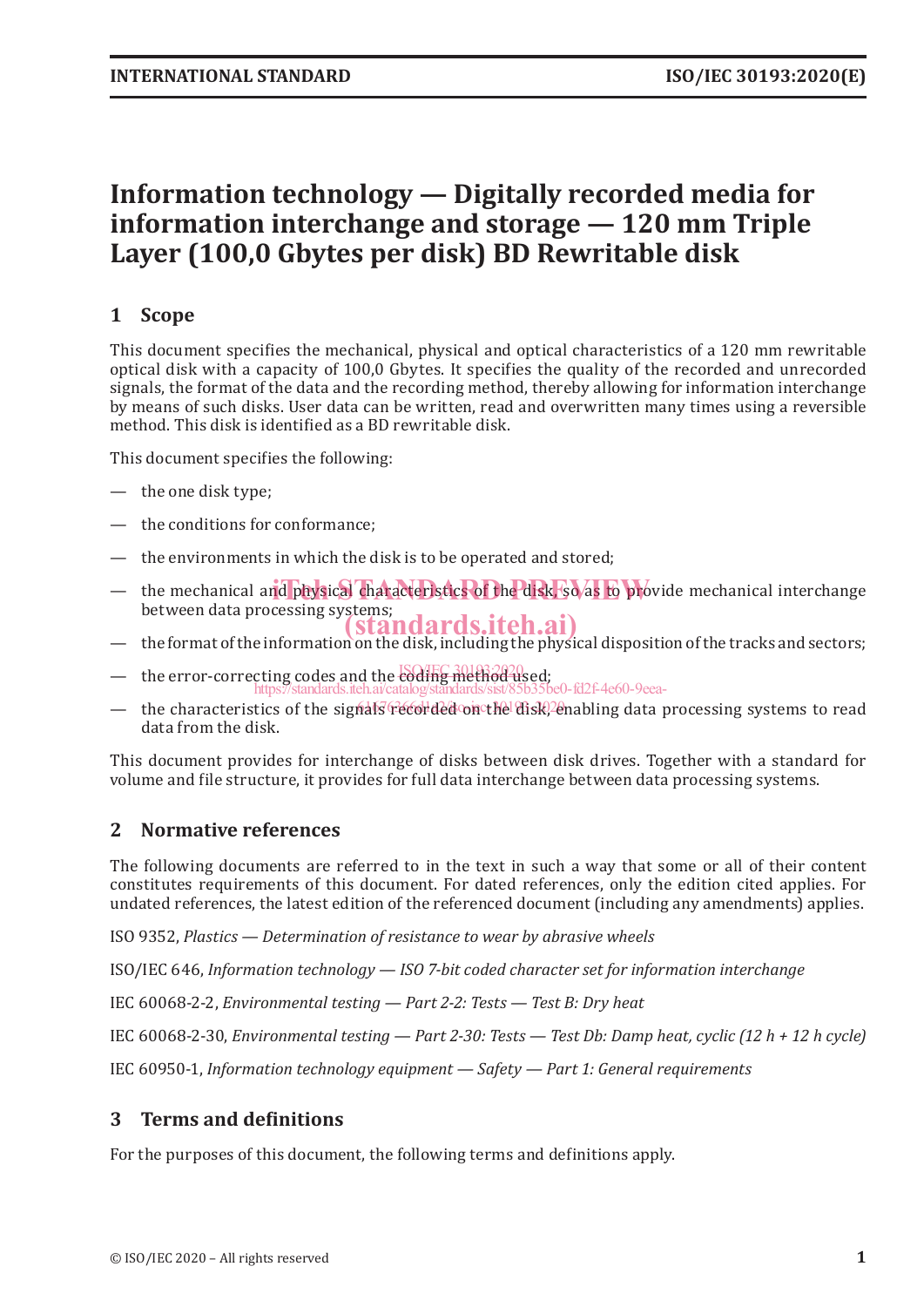# Information technology — Digitally recorded media for information interchange and storage — 120 mm Triple Layer (100,0 Gbytes per disk) BD Rewritable disk

## 1 Scope

This document specifies the mechanical, physical and optical characteristics of a 120 mm rewritable optical disk with a capacity of 100,0 Gbytes. It specifies the quality of the recorded and unrecorded signals, the format of the data and the recording method, thereby allowing for information interchange by means of such disks. User data can be written, read and overwritten many times using a reversible method. This disk is identified as a BD rewritable disk.

This document specifies the following:

— the one disk type;

— the conditions for conformance;

— the environments in which the disk is to be operated and stored;

— the mechanical and physical characteristics of the disk, so as to provide mechanical interchange between data processing systems;

— the format of the information on the disk, including the physical disposition of the tracks and sectors;

— the error-correcting codes and the coding method used;

— the characteristics of the signals recorded on the disk, enabling data processing systems to read data from the disk.

This document provides for interchange of disks between disk drives. Together with a standard for volume and file structure, it provides for full data interchange between data processing systems.

## 2 Normative references

The following documents are referred to in the text in such a way that some or all of their content constitutes requirements of this document. For dated references, only the edition cited applies. For undated references, the latest edition of the referenced document (including any amendments) applies.

ISO 9352, *Plastics — Determination of resistance to wear by abrasive wheels*

ISO/IEC 646, *Information technology — ISO 7-bit coded character set for information interchange*

IEC 60068-2-2, *Environmental testing — Part 2-2: Tests — Test B: Dry heat*

IEC 60068-2-30, *Environmental testing — Part 2-30: Tests — Test Db: Damp heat, cyclic (12 h + 12 h cycle)*

IEC 60950-1, *Information technology equipment — Safety — Part 1: General requirements*

## 3 Terms and definitions

For the purposes of this document, the following terms and definitions apply.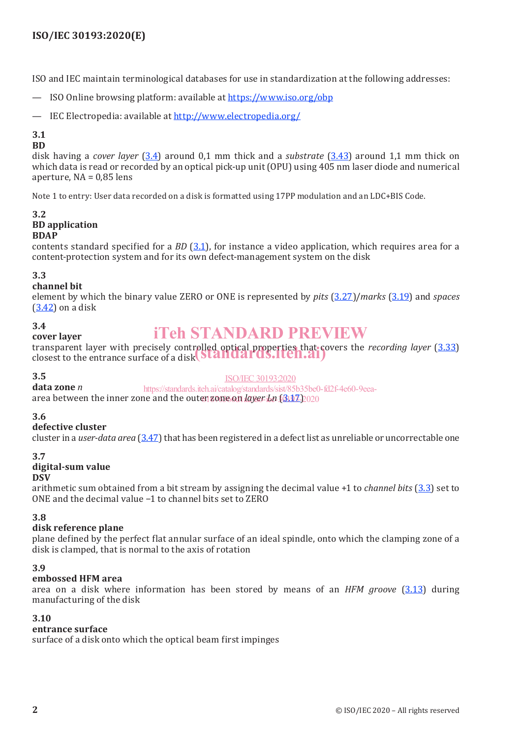ISO and IEC maintain terminological databases for use in standardization at the following addresses:

— ISO Online browsing platform: available at https://www.iso.org/obp

— IEC Electropedia: available at http://www.electropedia.org/

**3.1**
**BD**
disk having a *cover layer* (3.4) around 0,1 mm thick and a *substrate* (3.43) around 1,1 mm thick on which data is read or recorded by an optical pick-up unit (OPU) using 405 nm laser diode and numerical aperture, NA = 0,85 lens

Note 1 to entry: User data recorded on a disk is formatted using 17PP modulation and an LDC+BIS Code.

**3.2**
**BD application**
**BDAP**
contents standard specified for a *BD* (3.1), for instance a video application, which requires area for a content-protection system and for its own defect-management system on the disk

**3.3**
**channel bit**
element by which the binary value ZERO or ONE is represented by *pits* (3.27)/*marks* (3.19) and *spaces* (3.42) on a disk

**3.4**
**cover layer**
transparent layer with precisely controlled optical properties that covers the *recording layer* (3.33) closest to the entrance surface of a disk

**3.5**
**data zone** *n*
area between the inner zone and the outer zone on *layer Ln* (3.17)

**3.6**
**defective cluster**
cluster in a *user-data area* (3.47) that has been registered in a defect list as unreliable or uncorrectable one

**3.7**
**digital-sum value**
**DSV**
arithmetic sum obtained from a bit stream by assigning the decimal value +1 to *channel bits* (3.3) set to ONE and the decimal value −1 to channel bits set to ZERO

**3.8**
**disk reference plane**
plane defined by the perfect flat annular surface of an ideal spindle, onto which the clamping zone of a disk is clamped, that is normal to the axis of rotation

**3.9**
**embossed HFM area**
area on a disk where information has been stored by means of an *HFM groove* (3.13) during manufacturing of the disk

**3.10**
**entrance surface**
surface of a disk onto which the optical beam first impinges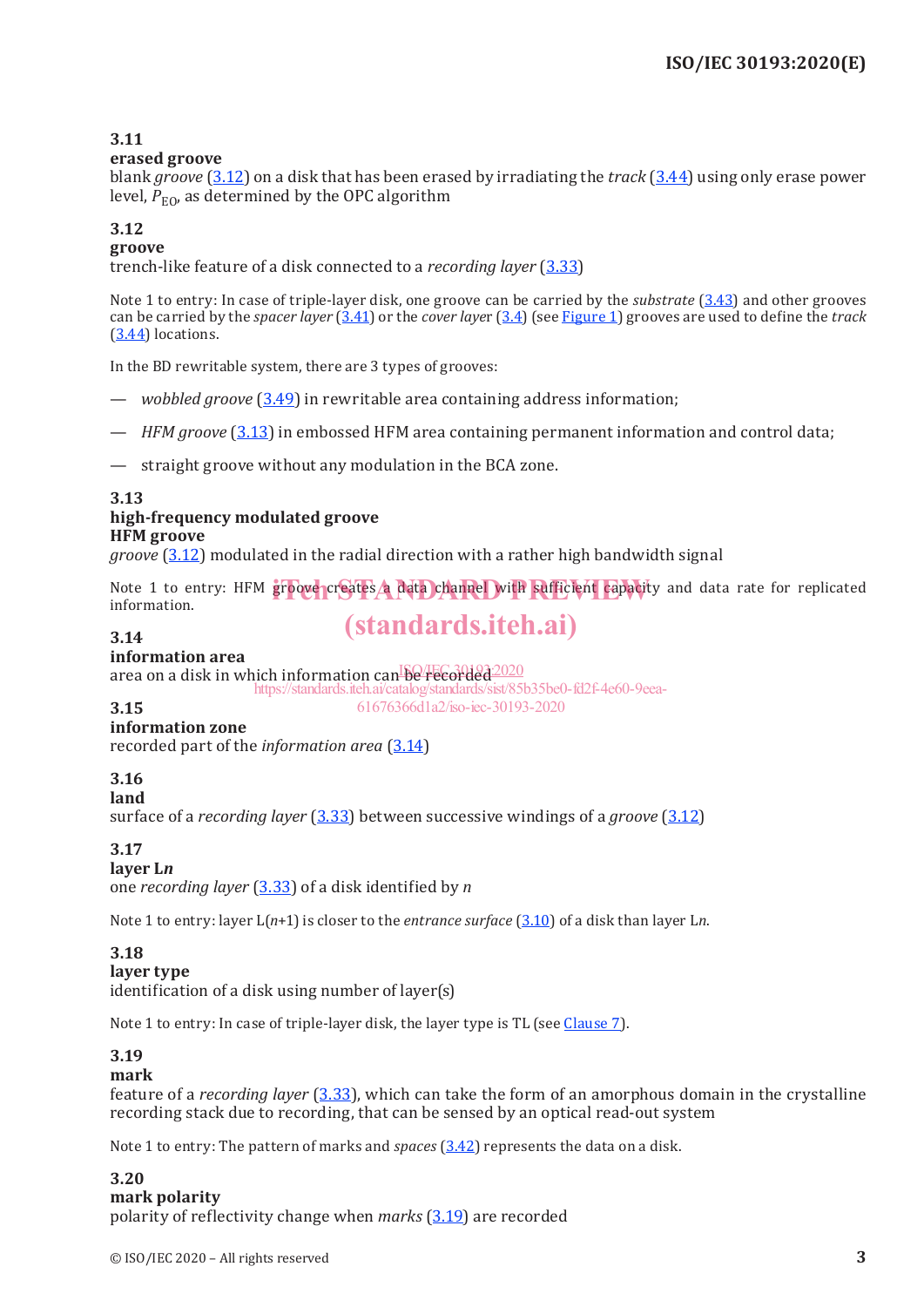### 3.11
**erased groove**

blank *groove* (3.12) on a disk that has been erased by irradiating the *track* (3.44) using only erase power level, $P_{EO}$, as determined by the OPC algorithm

### 3.12
**groove**

trench-like feature of a disk connected to a *recording layer* (3.33)

Note 1 to entry: In case of triple-layer disk, one groove can be carried by the *substrate* (3.43) and other grooves can be carried by the *spacer layer* (3.41) or the *cover layer* (3.4) (see Figure 1) grooves are used to define the *track* (3.44) locations.

In the BD rewritable system, there are 3 types of grooves:

- *wobbled groove* (3.49) in rewritable area containing address information;
- *HFM groove* (3.13) in embossed HFM area containing permanent information and control data;
- straight groove without any modulation in the BCA zone.

### 3.13
**high-frequency modulated groove**
**HFM groove**

*groove* (3.12) modulated in the radial direction with a rather high bandwidth signal

Note 1 to entry: HFM groove creates a data channel with sufficient capacity and data rate for replicated information.

### 3.14
**information area**

area on a disk in which information can be recorded

### 3.15
**information zone**

recorded part of the *information area* (3.14)

### 3.16
**land**

surface of a *recording layer* (3.33) between successive windings of a *groove* (3.12)

### 3.17
**layer L*n***

one *recording layer* (3.33) of a disk identified by *n*

Note 1 to entry: layer L(*n*+1) is closer to the *entrance surface* (3.10) of a disk than layer L*n*.

### 3.18
**layer type**

identification of a disk using number of layer(s)

Note 1 to entry: In case of triple-layer disk, the layer type is TL (see Clause 7).

### 3.19
**mark**

feature of a *recording layer* (3.33), which can take the form of an amorphous domain in the crystalline recording stack due to recording, that can be sensed by an optical read-out system

Note 1 to entry: The pattern of marks and *spaces* (3.42) represents the data on a disk.

### 3.20
**mark polarity**

polarity of reflectivity change when *marks* (3.19) are recorded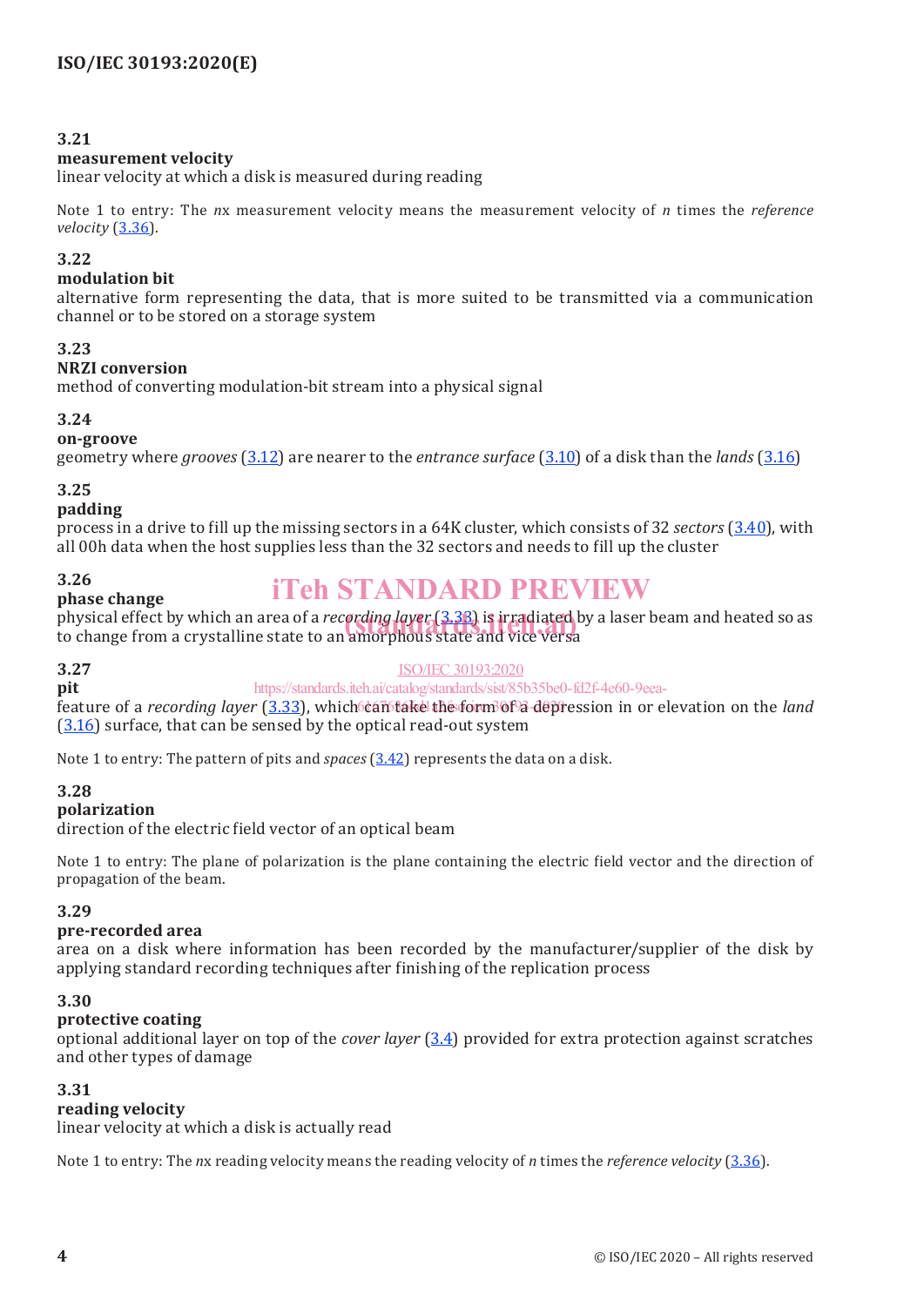### 3.21
**measurement velocity**
linear velocity at which a disk is measured during reading

Note 1 to entry: The *n*x measurement velocity means the measurement velocity of *n* times the *reference velocity* (3.36).

### 3.22
**modulation bit**
alternative form representing the data, that is more suited to be transmitted via a communication channel or to be stored on a storage system

### 3.23
**NRZI conversion**
method of converting modulation-bit stream into a physical signal

### 3.24
**on-groove**
geometry where *grooves* (3.12) are nearer to the *entrance surface* (3.10) of a disk than the *lands* (3.16)

### 3.25
**padding**
process in a drive to fill up the missing sectors in a 64K cluster, which consists of 32 *sectors* (3.40), with all 00h data when the host supplies less than the 32 sectors and needs to fill up the cluster

### 3.26
**phase change**
physical effect by which an area of a *recording layer* (3.33) is irradiated by a laser beam and heated so as to change from a crystalline state to an amorphous state and vice versa

### 3.27
**pit**
feature of a *recording layer* (3.33), which can take the form of a depression in or elevation on the *land* (3.16) surface, that can be sensed by the optical read-out system

Note 1 to entry: The pattern of pits and *spaces* (3.42) represents the data on a disk.

### 3.28
**polarization**
direction of the electric field vector of an optical beam

Note 1 to entry: The plane of polarization is the plane containing the electric field vector and the direction of propagation of the beam.

### 3.29
**pre-recorded area**
area on a disk where information has been recorded by the manufacturer/supplier of the disk by applying standard recording techniques after finishing of the replication process

### 3.30
**protective coating**
optional additional layer on top of the *cover layer* (3.4) provided for extra protection against scratches and other types of damage

### 3.31
**reading velocity**
linear velocity at which a disk is actually read

Note 1 to entry: The *n*x reading velocity means the reading velocity of *n* times the *reference velocity* (3.36).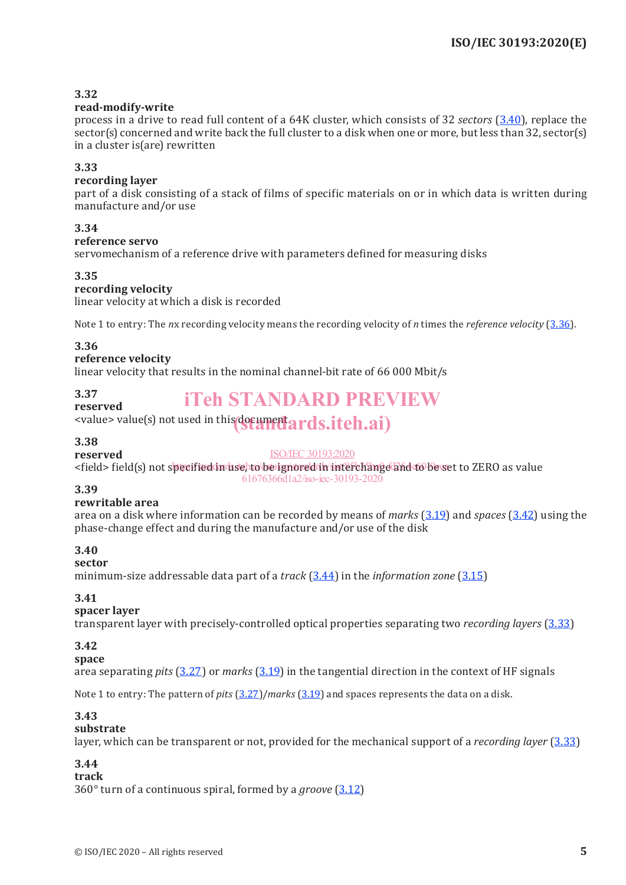**3.32**
**read-modify-write**
process in a drive to read full content of a 64K cluster, which consists of 32 *sectors* (3.40), replace the sector(s) concerned and write back the full cluster to a disk when one or more, but less than 32, sector(s) in a cluster is(are) rewritten

**3.33**
**recording layer**
part of a disk consisting of a stack of films of specific materials on or in which data is written during manufacture and/or use

**3.34**
**reference servo**
servomechanism of a reference drive with parameters defined for measuring disks

**3.35**
**recording velocity**
linear velocity at which a disk is recorded

Note 1 to entry: The *n*x recording velocity means the recording velocity of *n* times the *reference velocity* (3.36).

**3.36**
**reference velocity**
linear velocity that results in the nominal channel-bit rate of 66 000 Mbit/s

**3.37**
**reserved**
<value> value(s) not used in this document

**3.38**
**reserved**
<field> field(s) not specified in use, to be ignored in interchange and to be set to ZERO as value

**3.39**
**rewritable area**
area on a disk where information can be recorded by means of *marks* (3.19) and *spaces* (3.42) using the phase-change effect and during the manufacture and/or use of the disk

**3.40**
**sector**
minimum-size addressable data part of a *track* (3.44) in the *information zone* (3.15)

**3.41**
**spacer layer**
transparent layer with precisely-controlled optical properties separating two *recording layers* (3.33)

**3.42**
**space**
area separating *pits* (3.27) or *marks* (3.19) in the tangential direction in the context of HF signals

Note 1 to entry: The pattern of *pits* (3.27)/*marks* (3.19) and spaces represents the data on a disk.

**3.43**
**substrate**
layer, which can be transparent or not, provided for the mechanical support of a *recording layer* (3.33)

**3.44**
**track**
360° turn of a continuous spiral, formed by a *groove* (3.12)